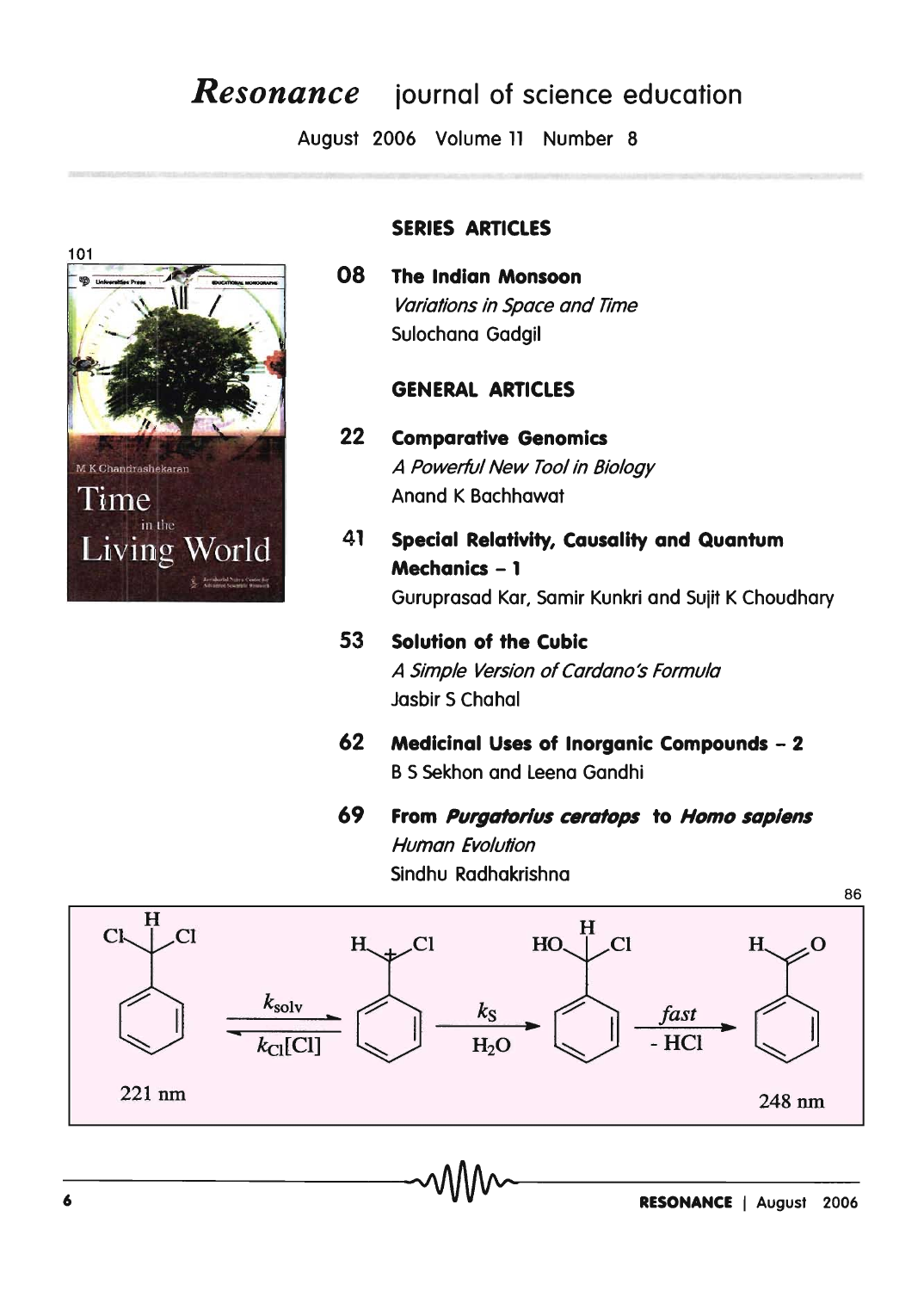# *Resonance* journal of science education

August 2006 Volume 11 Number 8

101

M K Chandrashekaran

Time in the Living World

## SERIES ARTICLES

**08 The Indian Monsoon**
*Variations in Space and Time*
Sulochana Gadgil

## GENERAL ARTICLES

**22 Comparative Genomics**
*A Powerful New Tool in Biology*
Anand K Bachhawat

**41 Special Relativity, Causality and Quantum Mechanics – 1**
Guruprasad Kar, Samir Kunkri and Sujit K Choudhary

**53 Solution of the Cubic**
*A Simple Version of Cardano's Formula*
Jasbir S Chahal

**62 Medicinal Uses of Inorganic Compounds – 2**
B S Sekhon and Leena Gandhi

**69 From *Purgatorius ceratops* to *Homo sapiens***
*Human Evolution*
Sindhu Radhakrishna

86

$k_{solv}$

$k_{Cl}[Cl]$

$k_S$

$H_2O$

*fast*

- HCl

221 nm

248 nm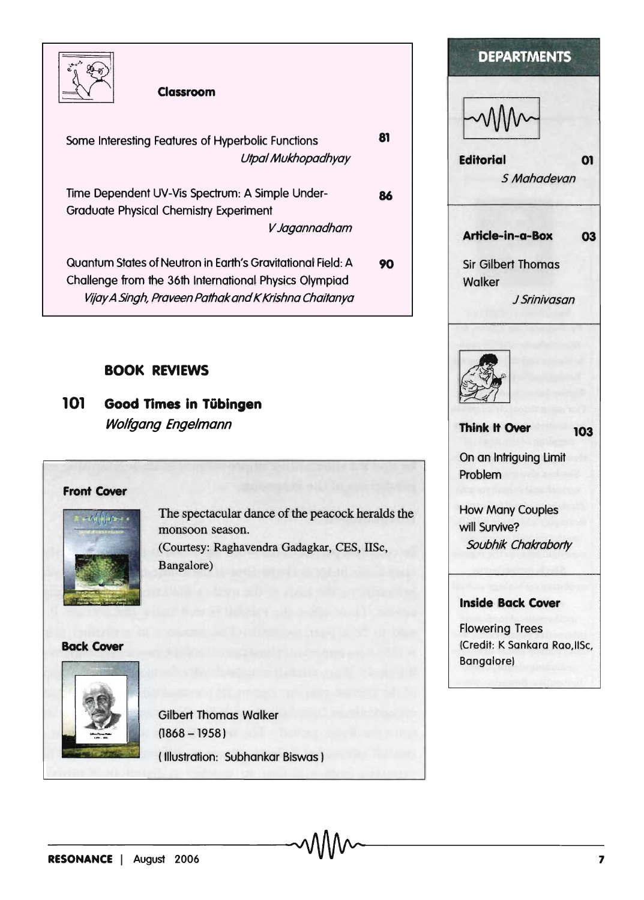## Classroom

Some Interesting Features of Hyperbolic Functions — 81
*Utpal Mukhopadhyay*

Time Dependent UV-Vis Spectrum: A Simple Under-Graduate Physical Chemistry Experiment — 86
*V Jagannadham*

Quantum States of Neutron in Earth's Gravitational Field: A Challenge from the 36th International Physics Olympiad — 90
*Vijay A Singh, Praveen Pathak and K Krishna Chaitanya*

## BOOK REVIEWS

**101 Good Times in Tübingen**
*Wolfgang Engelmann*

**Front Cover**

The spectacular dance of the peacock heralds the monsoon season.
(Courtesy: Raghavendra Gadagkar, CES, IISc, Bangalore)

**Back Cover**

Gilbert Thomas Walker
(1868 – 1958)
( Illustration: Subhankar Biswas )

## DEPARTMENTS

**Editorial** — 01
*S Mahadevan*

**Article-in-a-Box** — 03
Sir Gilbert Thomas Walker
*J Srinivasan*

**Think It Over** — 103
On an Intriguing Limit Problem
How Many Couples will Survive?
*Soubhik Chakraborty*

**Inside Back Cover**
Flowering Trees
(Credit: K Sankara Rao, IISc, Bangalore)